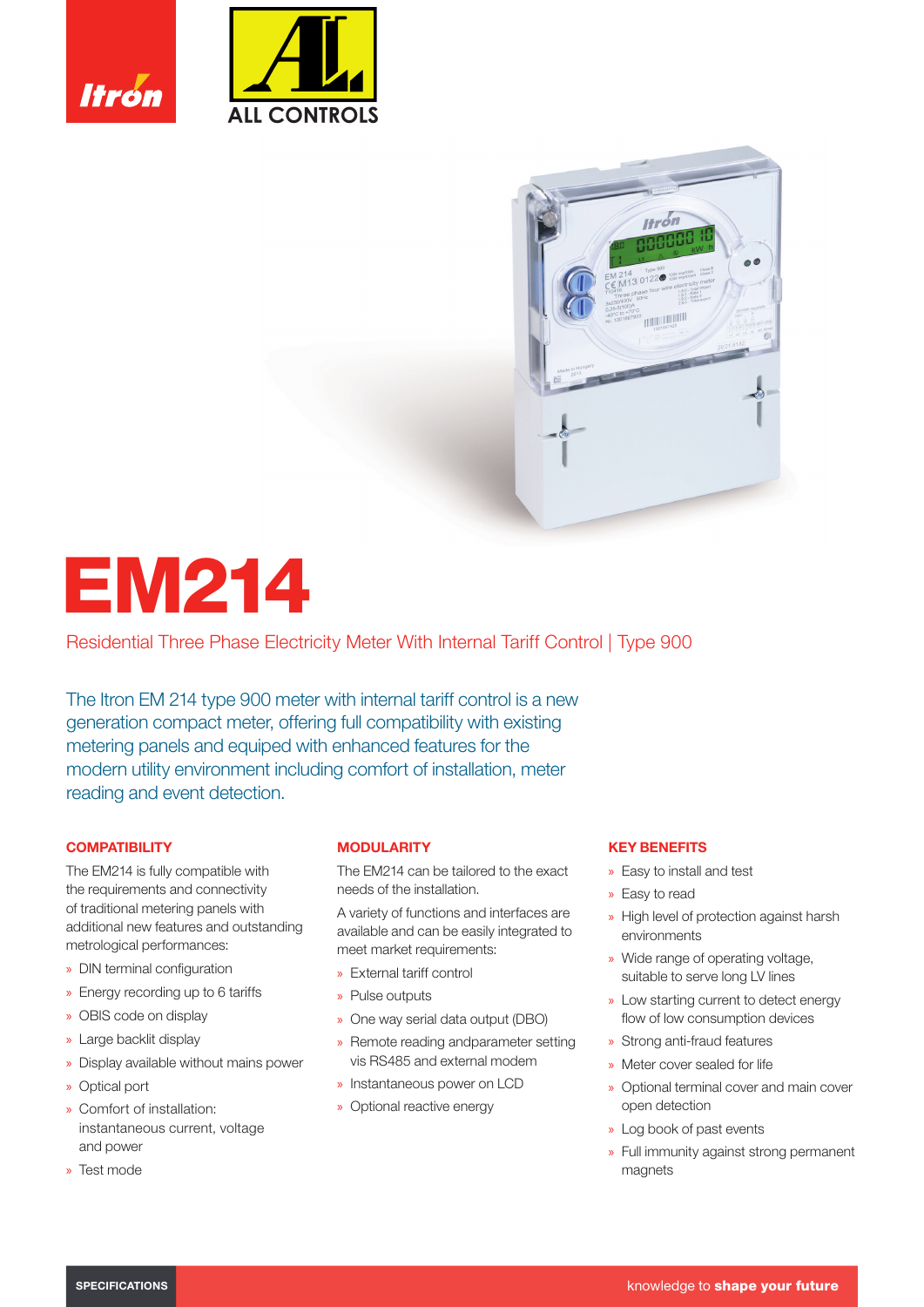# EM214

## Residential Three Phase Electricity Meter With Internal Tariff Control | Type 900

The Itron EM 214 type 900 meter with internal tariff control is a new generation compact meter, offering full compatibility with existing metering panels and equiped with enhanced features for the modern utility environment including comfort of installation, meter reading and event detection.

### COMPATIBILITY

The EM214 is fully compatible with the requirements and connectivity of traditional metering panels with additional new features and outstanding metrological performances:

- DIN terminal configuration
- Energy recording up to 6 tariffs
- OBIS code on display
- Large backlit display
- Display available without mains power
- Optical port
- Comfort of installation: instantaneous current, voltage and power
- Test mode

### MODULARITY

The EM214 can be tailored to the exact needs of the installation.

A variety of functions and interfaces are available and can be easily integrated to meet market requirements:

- External tariff control
- Pulse outputs
- One way serial data output (DBO)
- Remote reading andparameter setting vis RS485 and external modem
- Instantaneous power on LCD
- Optional reactive energy

### KEY BENEFITS

- Easy to install and test
- Easy to read
- High level of protection against harsh environments
- Wide range of operating voltage, suitable to serve long LV lines
- Low starting current to detect energy flow of low consumption devices
- Strong anti-fraud features
- Meter cover sealed for life
- Optional terminal cover and main cover open detection
- Log book of past events
- Full immunity against strong permanent magnets

SPECIFICATIONS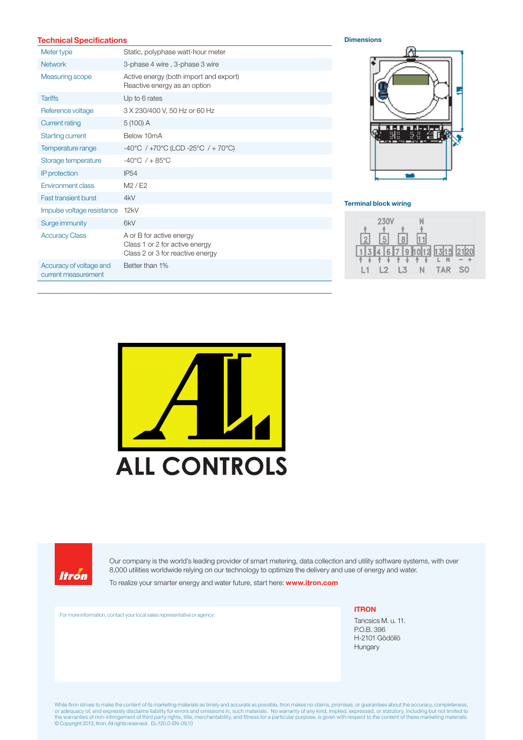## Technical Specifications

| | |
|---|---|
| Meter type | Static, polyphase watt-hour meter |
| Network | 3-phase 4 wire , 3-phase 3 wire |
| Measuring scope | Active energy (both import and export)<br>Reactive energy as an option |
| Tariffs | Up to 6 rates |
| Reference voltage | 3 X 230/400 V, 50 Hz or 60 Hz |
| Current rating | 5 (100) A |
| Starting current | Below 10mA |
| Temperature range | -40°C / +70°C (LCD -25°C / + 70°C) |
| Storage temperature | -40°C / + 85°C |
| IP protection | IP54 |
| Environment class | M2 / E2 |
| Fast transient burst | 4kV |
| Impulse voltage resistance | 12kV |
| Surge immunity | 6kV |
| Accuracy Class | A or B for active energy<br>Class 1 or 2 for active energy<br>Class 2 or 3 for reactive energy |
| Accuracy of voltage and current measurement | Better than 1% |

## Dimensions

## Terminal block wiring

230V
N
2 5 8 11
1 3 4 6 7 9 10 12 13 15 21 20
L N – +
L1 L2 L3 N TAR S0

ALL CONTROLS

Our company is the world's leading provider of smart metering, data collection and utility software systems, with over 8,000 utilities worldwide relying on our technology to optimize the delivery and use of energy and water.

To realize your smarter energy and water future, start here: **www.itron.com**

For more information, contact your local sales representative or agency:

**ITRON**

Tancsics M. u. 11.
P.O.B. 396
H-2101 Gödöllő
Hungary

While Itron strives to make the content of its marketing materials as timely and accurate as possible, Itron makes no claims, promises, or guarantees about the accuracy, completeness, or adequacy of, and expressly disclaims liability for errors and omissions in, such materials. No warranty of any kind, implied, expressed, or statutory, including but not limited to the warranties of non-infringement of third party rights, title, merchantability, and fitness for a particular purpose, is given with respect to the content of these marketing materials.
© Copyright 2013, Itron. All rights reserved. EL-120.0-EN-09.13